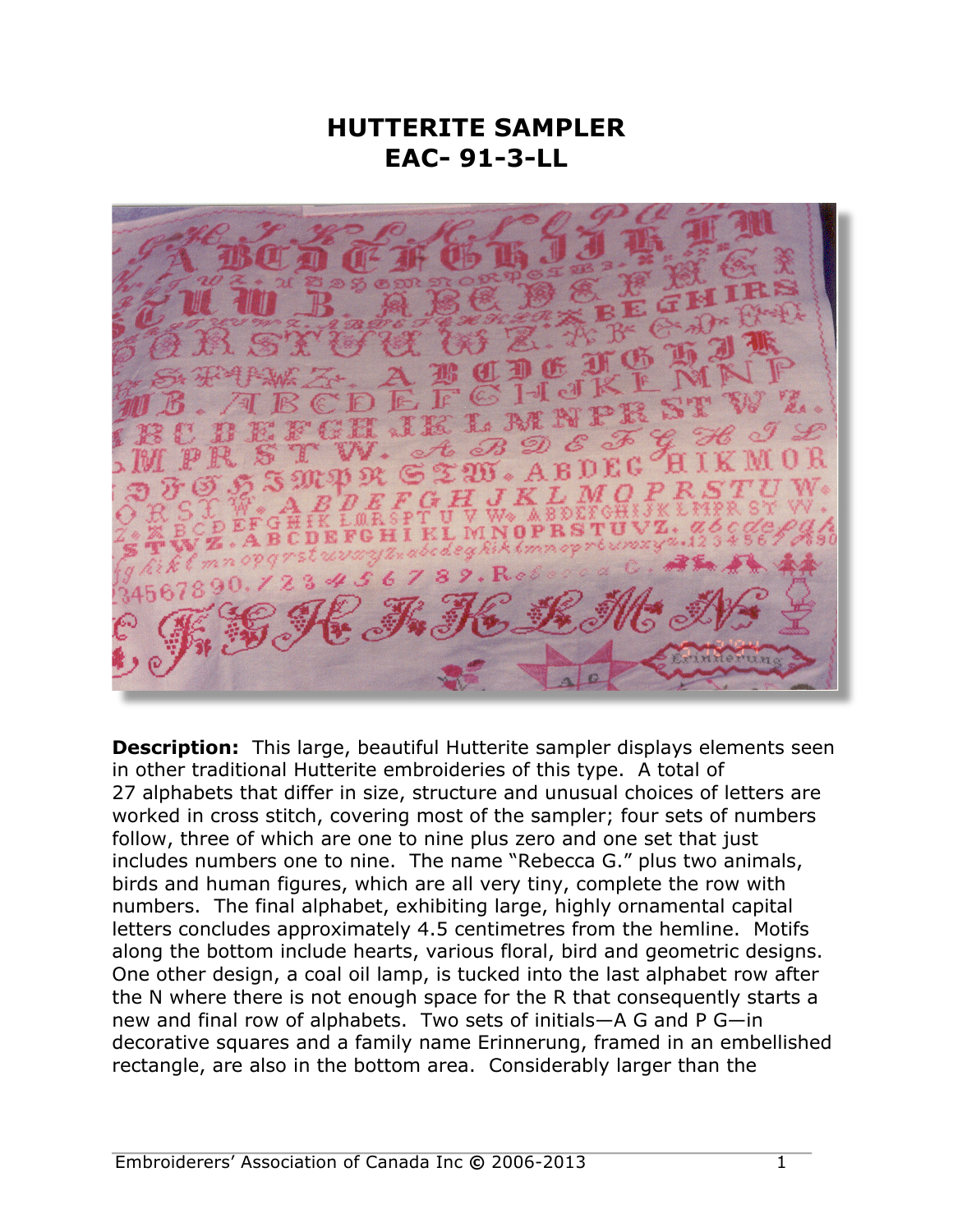# HUTTERITE SAMPLER
# EAC- 91-3-LL

**Description:** This large, beautiful Hutterite sampler displays elements seen in other traditional Hutterite embroideries of this type. A total of 27 alphabets that differ in size, structure and unusual choices of letters are worked in cross stitch, covering most of the sampler; four sets of numbers follow, three of which are one to nine plus zero and one set that just includes numbers one to nine. The name "Rebecca G." plus two animals, birds and human figures, which are all very tiny, complete the row with numbers. The final alphabet, exhibiting large, highly ornamental capital letters concludes approximately 4.5 centimetres from the hemline. Motifs along the bottom include hearts, various floral, bird and geometric designs. One other design, a coal oil lamp, is tucked into the last alphabet row after the N where there is not enough space for the R that consequently starts a new and final row of alphabets. Two sets of initials—A G and P G—in decorative squares and a family name Erinnerung, framed in an embellished rectangle, are also in the bottom area. Considerably larger than the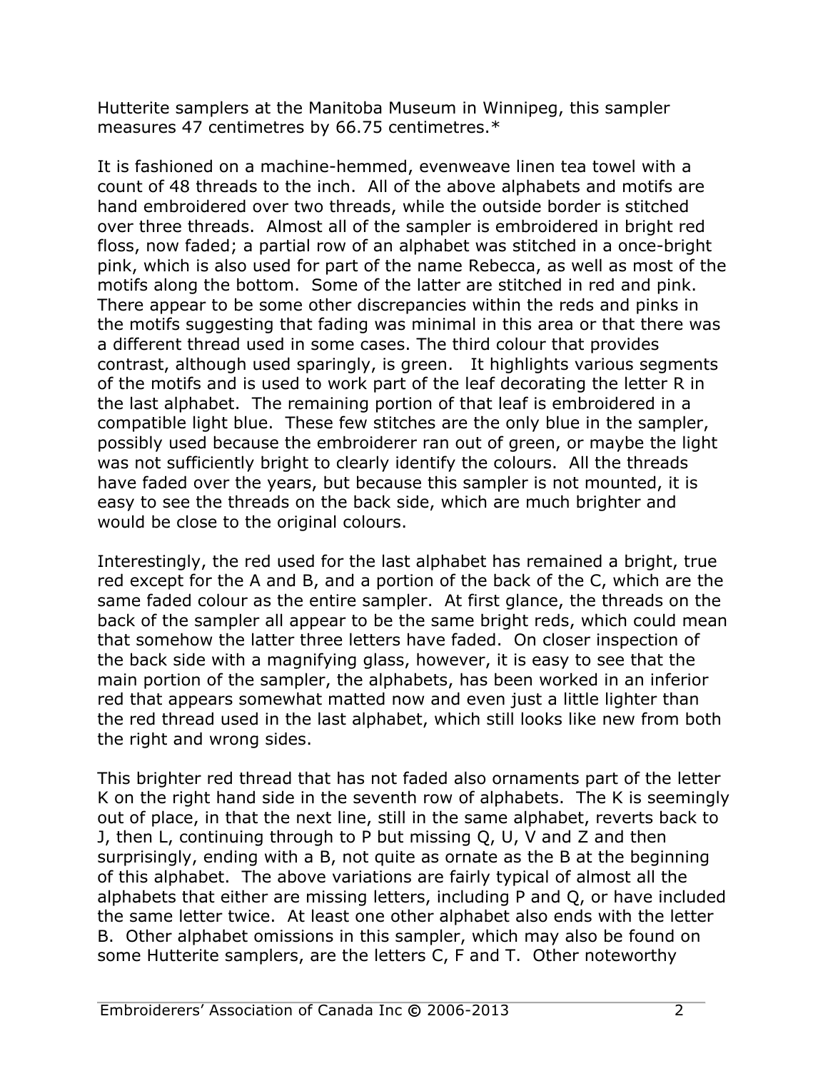Hutterite samplers at the Manitoba Museum in Winnipeg, this sampler measures 47 centimetres by 66.75 centimetres.*

It is fashioned on a machine-hemmed, evenweave linen tea towel with a count of 48 threads to the inch. All of the above alphabets and motifs are hand embroidered over two threads, while the outside border is stitched over three threads. Almost all of the sampler is embroidered in bright red floss, now faded; a partial row of an alphabet was stitched in a once-bright pink, which is also used for part of the name Rebecca, as well as most of the motifs along the bottom. Some of the latter are stitched in red and pink. There appear to be some other discrepancies within the reds and pinks in the motifs suggesting that fading was minimal in this area or that there was a different thread used in some cases. The third colour that provides contrast, although used sparingly, is green. It highlights various segments of the motifs and is used to work part of the leaf decorating the letter R in the last alphabet. The remaining portion of that leaf is embroidered in a compatible light blue. These few stitches are the only blue in the sampler, possibly used because the embroiderer ran out of green, or maybe the light was not sufficiently bright to clearly identify the colours. All the threads have faded over the years, but because this sampler is not mounted, it is easy to see the threads on the back side, which are much brighter and would be close to the original colours.

Interestingly, the red used for the last alphabet has remained a bright, true red except for the A and B, and a portion of the back of the C, which are the same faded colour as the entire sampler. At first glance, the threads on the back of the sampler all appear to be the same bright reds, which could mean that somehow the latter three letters have faded. On closer inspection of the back side with a magnifying glass, however, it is easy to see that the main portion of the sampler, the alphabets, has been worked in an inferior red that appears somewhat matted now and even just a little lighter than the red thread used in the last alphabet, which still looks like new from both the right and wrong sides.

This brighter red thread that has not faded also ornaments part of the letter K on the right hand side in the seventh row of alphabets. The K is seemingly out of place, in that the next line, still in the same alphabet, reverts back to J, then L, continuing through to P but missing Q, U, V and Z and then surprisingly, ending with a B, not quite as ornate as the B at the beginning of this alphabet. The above variations are fairly typical of almost all the alphabets that either are missing letters, including P and Q, or have included the same letter twice. At least one other alphabet also ends with the letter B. Other alphabet omissions in this sampler, which may also be found on some Hutterite samplers, are the letters C, F and T. Other noteworthy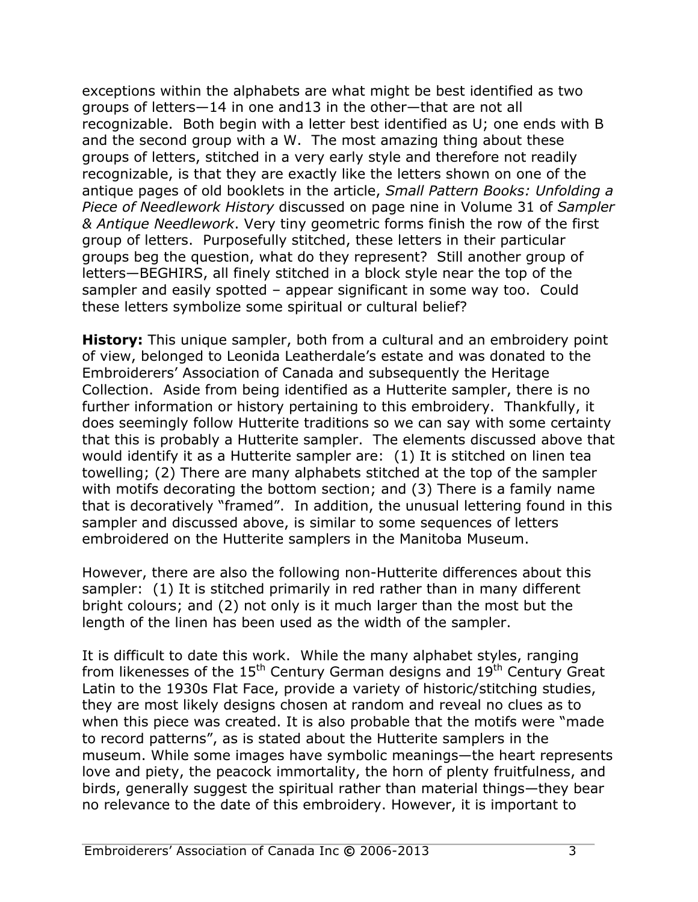exceptions within the alphabets are what might be best identified as two groups of letters—14 in one and13 in the other—that are not all recognizable. Both begin with a letter best identified as U; one ends with B and the second group with a W. The most amazing thing about these groups of letters, stitched in a very early style and therefore not readily recognizable, is that they are exactly like the letters shown on one of the antique pages of old booklets in the article, *Small Pattern Books: Unfolding a Piece of Needlework History* discussed on page nine in Volume 31 of *Sampler & Antique Needlework*. Very tiny geometric forms finish the row of the first group of letters. Purposefully stitched, these letters in their particular groups beg the question, what do they represent? Still another group of letters—BEGHIRS, all finely stitched in a block style near the top of the sampler and easily spotted – appear significant in some way too. Could these letters symbolize some spiritual or cultural belief?

**History:** This unique sampler, both from a cultural and an embroidery point of view, belonged to Leonida Leatherdale's estate and was donated to the Embroiderers' Association of Canada and subsequently the Heritage Collection. Aside from being identified as a Hutterite sampler, there is no further information or history pertaining to this embroidery. Thankfully, it does seemingly follow Hutterite traditions so we can say with some certainty that this is probably a Hutterite sampler. The elements discussed above that would identify it as a Hutterite sampler are: (1) It is stitched on linen tea towelling; (2) There are many alphabets stitched at the top of the sampler with motifs decorating the bottom section; and (3) There is a family name that is decoratively "framed". In addition, the unusual lettering found in this sampler and discussed above, is similar to some sequences of letters embroidered on the Hutterite samplers in the Manitoba Museum.

However, there are also the following non-Hutterite differences about this sampler: (1) It is stitched primarily in red rather than in many different bright colours; and (2) not only is it much larger than the most but the length of the linen has been used as the width of the sampler.

It is difficult to date this work. While the many alphabet styles, ranging from likenesses of the 15th Century German designs and 19th Century Great Latin to the 1930s Flat Face, provide a variety of historic/stitching studies, they are most likely designs chosen at random and reveal no clues as to when this piece was created. It is also probable that the motifs were "made to record patterns", as is stated about the Hutterite samplers in the museum. While some images have symbolic meanings—the heart represents love and piety, the peacock immortality, the horn of plenty fruitfulness, and birds, generally suggest the spiritual rather than material things—they bear no relevance to the date of this embroidery. However, it is important to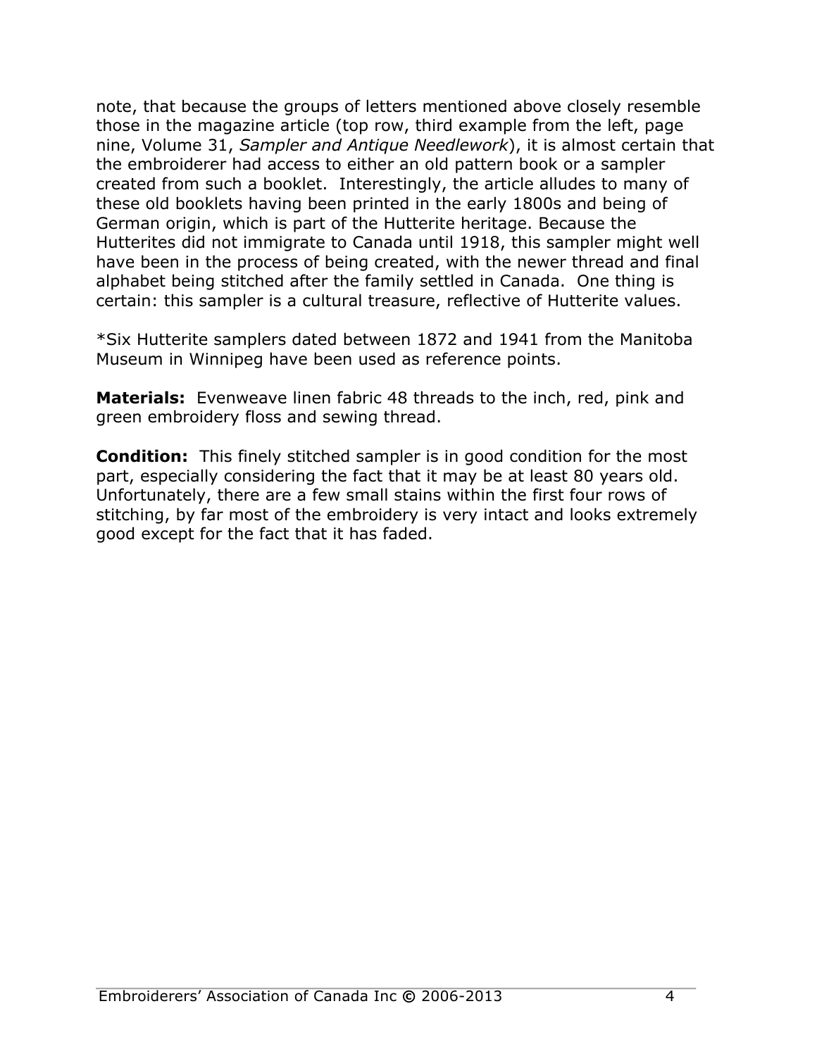note, that because the groups of letters mentioned above closely resemble those in the magazine article (top row, third example from the left, page nine, Volume 31, *Sampler and Antique Needlework*), it is almost certain that the embroiderer had access to either an old pattern book or a sampler created from such a booklet. Interestingly, the article alludes to many of these old booklets having been printed in the early 1800s and being of German origin, which is part of the Hutterite heritage. Because the Hutterites did not immigrate to Canada until 1918, this sampler might well have been in the process of being created, with the newer thread and final alphabet being stitched after the family settled in Canada. One thing is certain: this sampler is a cultural treasure, reflective of Hutterite values.

*Six Hutterite samplers dated between 1872 and 1941 from the Manitoba Museum in Winnipeg have been used as reference points.

**Materials:** Evenweave linen fabric 48 threads to the inch, red, pink and green embroidery floss and sewing thread.

**Condition:** This finely stitched sampler is in good condition for the most part, especially considering the fact that it may be at least 80 years old. Unfortunately, there are a few small stains within the first four rows of stitching, by far most of the embroidery is very intact and looks extremely good except for the fact that it has faded.